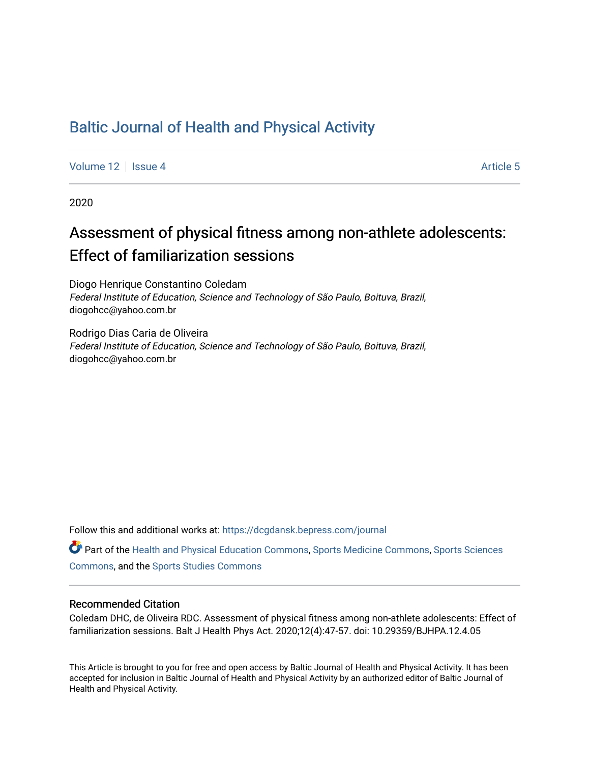# Baltic Journal of Health and Physical Activity

Volume 12 | Issue 4 | Article 5

2020

## Assessment of physical fitness among non-athlete adolescents: Effect of familiarization sessions

Diogo Henrique Constantino Coledam
*Federal Institute of Education, Science and Technology of São Paulo, Boituva, Brazil*, diogohcc@yahoo.com.br

Rodrigo Dias Caria de Oliveira
*Federal Institute of Education, Science and Technology of São Paulo, Boituva, Brazil*, diogohcc@yahoo.com.br

Follow this and additional works at: https://dcgdansk.bepress.com/journal

Part of the Health and Physical Education Commons, Sports Medicine Commons, Sports Sciences Commons, and the Sports Studies Commons

### Recommended Citation

Coledam DHC, de Oliveira RDC. Assessment of physical fitness among non-athlete adolescents: Effect of familiarization sessions. Balt J Health Phys Act. 2020;12(4):47-57. doi: 10.29359/BJHPA.12.4.05

This Article is brought to you for free and open access by Baltic Journal of Health and Physical Activity. It has been accepted for inclusion in Baltic Journal of Health and Physical Activity by an authorized editor of Baltic Journal of Health and Physical Activity.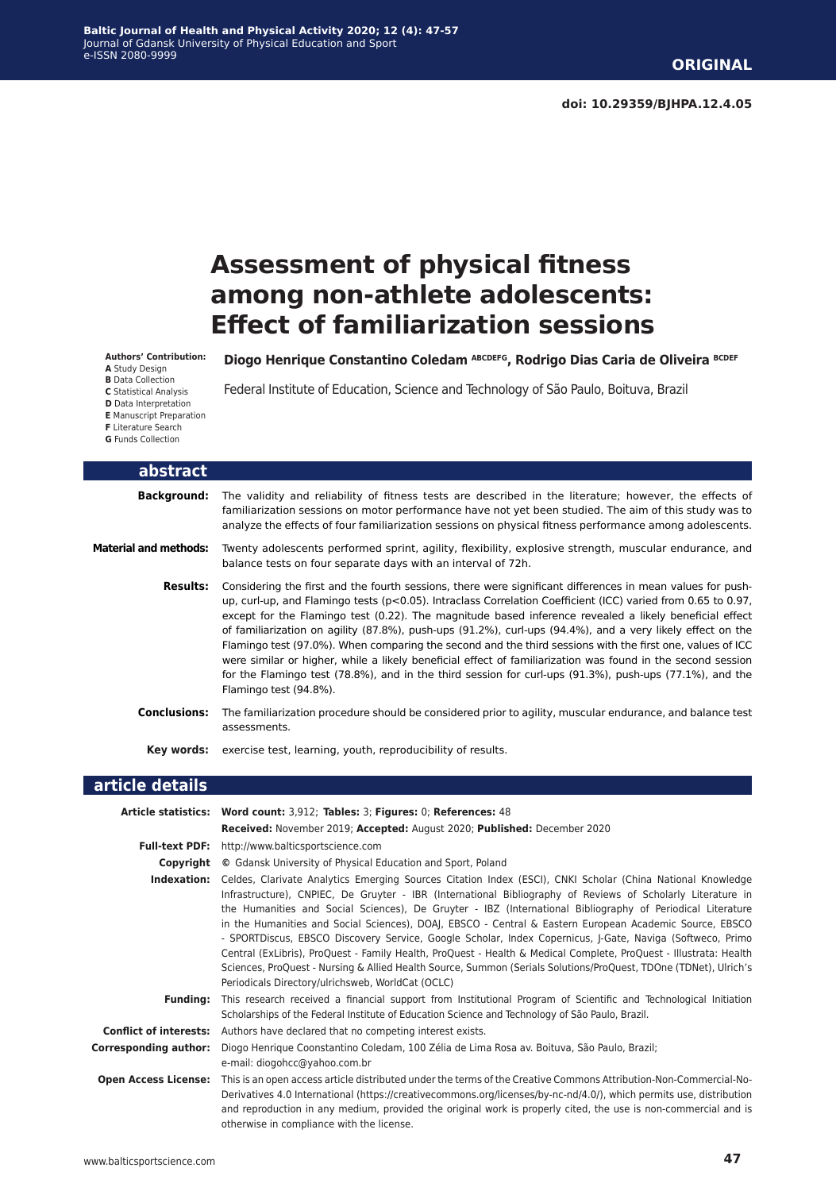# Assessment of physical fitness among non-athlete adolescents: Effect of familiarization sessions

**Authors' Contribution:**
**A** Study Design
**B** Data Collection
**C** Statistical Analysis
**D** Data Interpretation
**E** Manuscript Preparation
**F** Literature Search
**G** Funds Collection

**Diogo Henrique Constantino Coledam** [ABCDEFG], **Rodrigo Dias Caria de Oliveira** [BCDEF]

Federal Institute of Education, Science and Technology of São Paulo, Boituva, Brazil

## abstract

**Background:** The validity and reliability of fitness tests are described in the literature; however, the effects of familiarization sessions on motor performance have not yet been studied. The aim of this study was to analyze the effects of four familiarization sessions on physical fitness performance among adolescents.

**Material and methods:** Twenty adolescents performed sprint, agility, flexibility, explosive strength, muscular endurance, and balance tests on four separate days with an interval of 72h.

**Results:** Considering the first and the fourth sessions, there were significant differences in mean values for push-up, curl-up, and Flamingo tests ($p<0.05$). Intraclass Correlation Coefficient (ICC) varied from 0.65 to 0.97, except for the Flamingo test (0.22). The magnitude based inference revealed a likely beneficial effect of familiarization on agility (87.8%), push-ups (91.2%), curl-ups (94.4%), and a very likely effect on the Flamingo test (97.0%). When comparing the second and the third sessions with the first one, values of ICC were similar or higher, while a likely beneficial effect of familiarization was found in the second session for the Flamingo test (78.8%), and in the third session for curl-ups (91.3%), push-ups (77.1%), and the Flamingo test (94.8%).

**Conclusions:** The familiarization procedure should be considered prior to agility, muscular endurance, and balance test assessments.

**Key words:** exercise test, learning, youth, reproducibility of results.

## article details

**Article statistics:** **Word count:** 3,912; **Tables:** 3; **Figures:** 0; **References:** 48
**Received:** November 2019; **Accepted:** August 2020; **Published:** December 2020

**Full-text PDF:** http://www.balticsportscience.com

**Copyright** © Gdansk University of Physical Education and Sport, Poland

**Indexation:** Celdes, Clarivate Analytics Emerging Sources Citation Index (ESCI), CNKI Scholar (China National Knowledge Infrastructure), CNPIEC, De Gruyter - IBR (International Bibliography of Reviews of Scholarly Literature in the Humanities and Social Sciences), De Gruyter - IBZ (International Bibliography of Periodical Literature in the Humanities and Social Sciences), DOAJ, EBSCO - Central & Eastern European Academic Source, EBSCO - SPORTDiscus, EBSCO Discovery Service, Google Scholar, Index Copernicus, J-Gate, Naviga (Softweco, Primo Central (ExLibris), ProQuest - Family Health, ProQuest - Health & Medical Complete, ProQuest - Illustrata: Health Sciences, ProQuest - Nursing & Allied Health Source, Summon (Serials Solutions/ProQuest, TDOne (TDNet), Ulrich's Periodicals Directory/ulrichsweb, WorldCat (OCLC)

**Funding:** This research received a financial support from Institutional Program of Scientific and Technological Initiation Scholarships of the Federal Institute of Education Science and Technology of São Paulo, Brazil.

**Conflict of interests:** Authors have declared that no competing interest exists.

**Corresponding author:** Diogo Henrique Coonstantino Coledam, 100 Zélia de Lima Rosa av. Boituva, São Paulo, Brazil; e-mail: diogohcc@yahoo.com.br

**Open Access License:** This is an open access article distributed under the terms of the Creative Commons Attribution-Non-Commercial-No-Derivatives 4.0 International (https://creativecommons.org/licenses/by-nc-nd/4.0/), which permits use, distribution and reproduction in any medium, provided the original work is properly cited, the use is non-commercial and is otherwise in compliance with the license.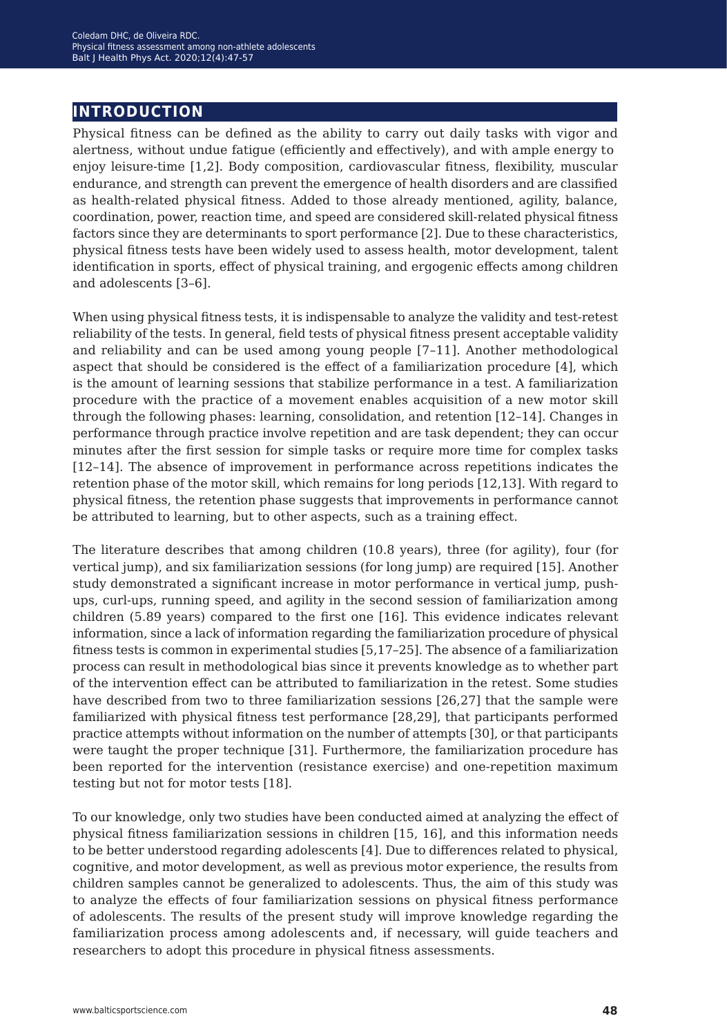## INTRODUCTION

Physical fitness can be defined as the ability to carry out daily tasks with vigor and alertness, without undue fatigue (efficiently and effectively), and with ample energy to enjoy leisure-time [1,2]. Body composition, cardiovascular fitness, flexibility, muscular endurance, and strength can prevent the emergence of health disorders and are classified as health-related physical fitness. Added to those already mentioned, agility, balance, coordination, power, reaction time, and speed are considered skill-related physical fitness factors since they are determinants to sport performance [2]. Due to these characteristics, physical fitness tests have been widely used to assess health, motor development, talent identification in sports, effect of physical training, and ergogenic effects among children and adolescents [3–6].

When using physical fitness tests, it is indispensable to analyze the validity and test-retest reliability of the tests. In general, field tests of physical fitness present acceptable validity and reliability and can be used among young people [7–11]. Another methodological aspect that should be considered is the effect of a familiarization procedure [4], which is the amount of learning sessions that stabilize performance in a test. A familiarization procedure with the practice of a movement enables acquisition of a new motor skill through the following phases: learning, consolidation, and retention [12–14]. Changes in performance through practice involve repetition and are task dependent; they can occur minutes after the first session for simple tasks or require more time for complex tasks [12–14]. The absence of improvement in performance across repetitions indicates the retention phase of the motor skill, which remains for long periods [12,13]. With regard to physical fitness, the retention phase suggests that improvements in performance cannot be attributed to learning, but to other aspects, such as a training effect.

The literature describes that among children (10.8 years), three (for agility), four (for vertical jump), and six familiarization sessions (for long jump) are required [15]. Another study demonstrated a significant increase in motor performance in vertical jump, push-ups, curl-ups, running speed, and agility in the second session of familiarization among children (5.89 years) compared to the first one [16]. This evidence indicates relevant information, since a lack of information regarding the familiarization procedure of physical fitness tests is common in experimental studies [5,17–25]. The absence of a familiarization process can result in methodological bias since it prevents knowledge as to whether part of the intervention effect can be attributed to familiarization in the retest. Some studies have described from two to three familiarization sessions [26,27] that the sample were familiarized with physical fitness test performance [28,29], that participants performed practice attempts without information on the number of attempts [30], or that participants were taught the proper technique [31]. Furthermore, the familiarization procedure has been reported for the intervention (resistance exercise) and one-repetition maximum testing but not for motor tests [18].

To our knowledge, only two studies have been conducted aimed at analyzing the effect of physical fitness familiarization sessions in children [15, 16], and this information needs to be better understood regarding adolescents [4]. Due to differences related to physical, cognitive, and motor development, as well as previous motor experience, the results from children samples cannot be generalized to adolescents. Thus, the aim of this study was to analyze the effects of four familiarization sessions on physical fitness performance of adolescents. The results of the present study will improve knowledge regarding the familiarization process among adolescents and, if necessary, will guide teachers and researchers to adopt this procedure in physical fitness assessments.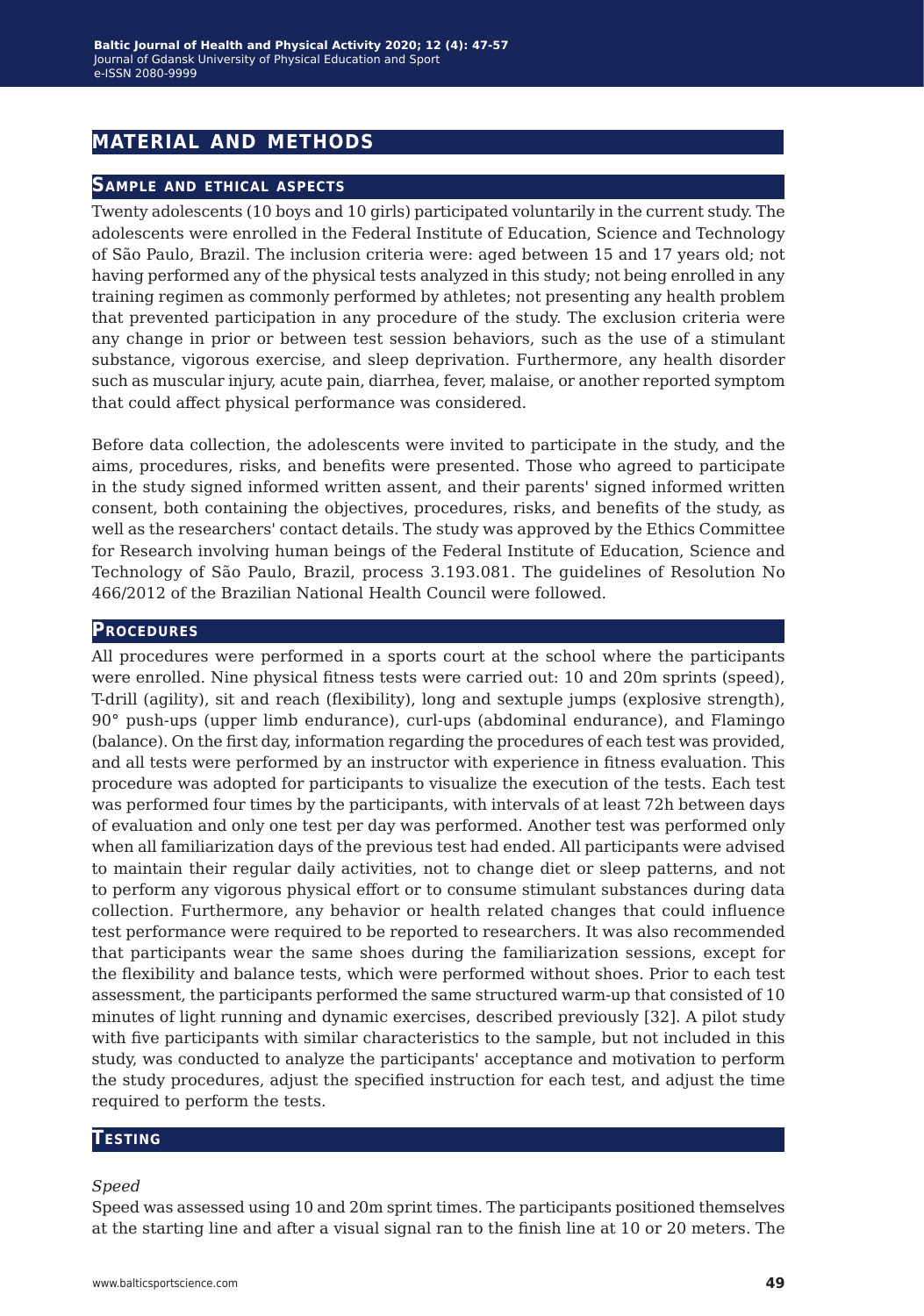## MATERIAL AND METHODS

### Sample and ethical aspects

Twenty adolescents (10 boys and 10 girls) participated voluntarily in the current study. The adolescents were enrolled in the Federal Institute of Education, Science and Technology of São Paulo, Brazil. The inclusion criteria were: aged between 15 and 17 years old; not having performed any of the physical tests analyzed in this study; not being enrolled in any training regimen as commonly performed by athletes; not presenting any health problem that prevented participation in any procedure of the study. The exclusion criteria were any change in prior or between test session behaviors, such as the use of a stimulant substance, vigorous exercise, and sleep deprivation. Furthermore, any health disorder such as muscular injury, acute pain, diarrhea, fever, malaise, or another reported symptom that could affect physical performance was considered.

Before data collection, the adolescents were invited to participate in the study, and the aims, procedures, risks, and benefits were presented. Those who agreed to participate in the study signed informed written assent, and their parents' signed informed written consent, both containing the objectives, procedures, risks, and benefits of the study, as well as the researchers' contact details. The study was approved by the Ethics Committee for Research involving human beings of the Federal Institute of Education, Science and Technology of São Paulo, Brazil, process 3.193.081. The guidelines of Resolution No 466/2012 of the Brazilian National Health Council were followed.

### Procedures

All procedures were performed in a sports court at the school where the participants were enrolled. Nine physical fitness tests were carried out: 10 and 20m sprints (speed), T-drill (agility), sit and reach (flexibility), long and sextuple jumps (explosive strength), 90° push-ups (upper limb endurance), curl-ups (abdominal endurance), and Flamingo (balance). On the first day, information regarding the procedures of each test was provided, and all tests were performed by an instructor with experience in fitness evaluation. This procedure was adopted for participants to visualize the execution of the tests. Each test was performed four times by the participants, with intervals of at least 72h between days of evaluation and only one test per day was performed. Another test was performed only when all familiarization days of the previous test had ended. All participants were advised to maintain their regular daily activities, not to change diet or sleep patterns, and not to perform any vigorous physical effort or to consume stimulant substances during data collection. Furthermore, any behavior or health related changes that could influence test performance were required to be reported to researchers. It was also recommended that participants wear the same shoes during the familiarization sessions, except for the flexibility and balance tests, which were performed without shoes. Prior to each test assessment, the participants performed the same structured warm-up that consisted of 10 minutes of light running and dynamic exercises, described previously [32]. A pilot study with five participants with similar characteristics to the sample, but not included in this study, was conducted to analyze the participants' acceptance and motivation to perform the study procedures, adjust the specified instruction for each test, and adjust the time required to perform the tests.

### Testing

*Speed*

Speed was assessed using 10 and 20m sprint times. The participants positioned themselves at the starting line and after a visual signal ran to the finish line at 10 or 20 meters. The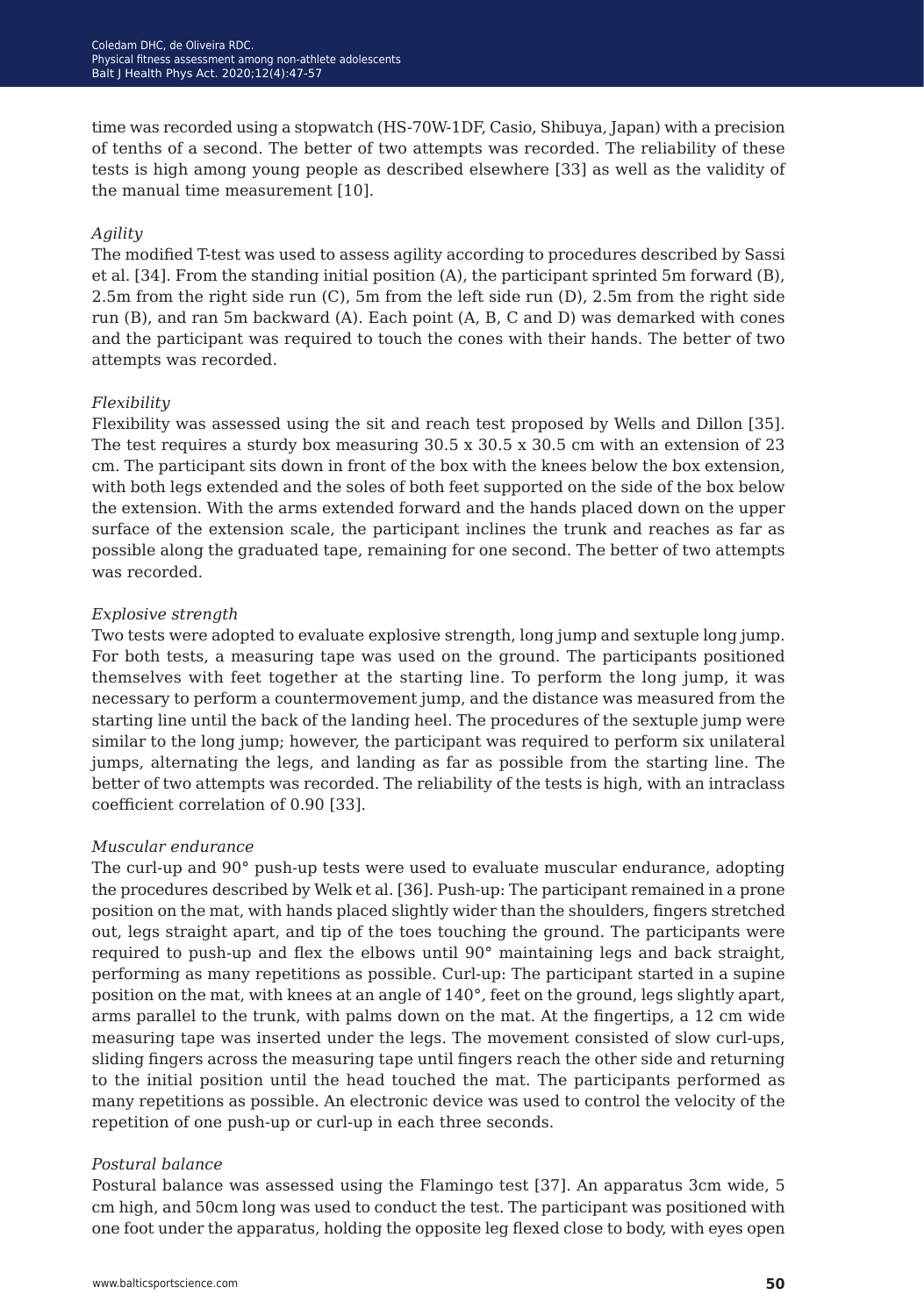time was recorded using a stopwatch (HS-70W-1DF, Casio, Shibuya, Japan) with a precision of tenths of a second. The better of two attempts was recorded. The reliability of these tests is high among young people as described elsewhere [33] as well as the validity of the manual time measurement [10].

*Agility*

The modified T-test was used to assess agility according to procedures described by Sassi et al. [34]. From the standing initial position (A), the participant sprinted 5m forward (B), 2.5m from the right side run (C), 5m from the left side run (D), 2.5m from the right side run (B), and ran 5m backward (A). Each point (A, B, C and D) was demarked with cones and the participant was required to touch the cones with their hands. The better of two attempts was recorded.

*Flexibility*

Flexibility was assessed using the sit and reach test proposed by Wells and Dillon [35]. The test requires a sturdy box measuring 30.5 x 30.5 x 30.5 cm with an extension of 23 cm. The participant sits down in front of the box with the knees below the box extension, with both legs extended and the soles of both feet supported on the side of the box below the extension. With the arms extended forward and the hands placed down on the upper surface of the extension scale, the participant inclines the trunk and reaches as far as possible along the graduated tape, remaining for one second. The better of two attempts was recorded.

*Explosive strength*

Two tests were adopted to evaluate explosive strength, long jump and sextuple long jump. For both tests, a measuring tape was used on the ground. The participants positioned themselves with feet together at the starting line. To perform the long jump, it was necessary to perform a countermovement jump, and the distance was measured from the starting line until the back of the landing heel. The procedures of the sextuple jump were similar to the long jump; however, the participant was required to perform six unilateral jumps, alternating the legs, and landing as far as possible from the starting line. The better of two attempts was recorded. The reliability of the tests is high, with an intraclass coefficient correlation of 0.90 [33].

*Muscular endurance*

The curl-up and 90° push-up tests were used to evaluate muscular endurance, adopting the procedures described by Welk et al. [36]. Push-up: The participant remained in a prone position on the mat, with hands placed slightly wider than the shoulders, fingers stretched out, legs straight apart, and tip of the toes touching the ground. The participants were required to push-up and flex the elbows until 90° maintaining legs and back straight, performing as many repetitions as possible. Curl-up: The participant started in a supine position on the mat, with knees at an angle of 140°, feet on the ground, legs slightly apart, arms parallel to the trunk, with palms down on the mat. At the fingertips, a 12 cm wide measuring tape was inserted under the legs. The movement consisted of slow curl-ups, sliding fingers across the measuring tape until fingers reach the other side and returning to the initial position until the head touched the mat. The participants performed as many repetitions as possible. An electronic device was used to control the velocity of the repetition of one push-up or curl-up in each three seconds.

*Postural balance*

Postural balance was assessed using the Flamingo test [37]. An apparatus 3cm wide, 5 cm high, and 50cm long was used to conduct the test. The participant was positioned with one foot under the apparatus, holding the opposite leg flexed close to body, with eyes open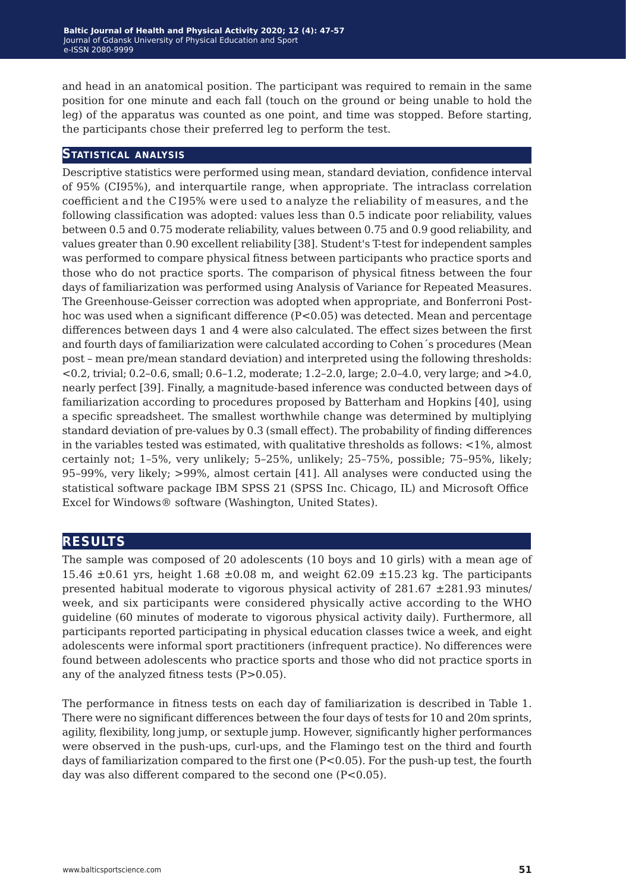and head in an anatomical position. The participant was required to remain in the same position for one minute and each fall (touch on the ground or being unable to hold the leg) of the apparatus was counted as one point, and time was stopped. Before starting, the participants chose their preferred leg to perform the test.

## Statistical analysis

Descriptive statistics were performed using mean, standard deviation, confidence interval of 95% (CI95%), and interquartile range, when appropriate. The intraclass correlation coefficient and the CI95% were used to analyze the reliability of measures, and the following classification was adopted: values less than 0.5 indicate poor reliability, values between 0.5 and 0.75 moderate reliability, values between 0.75 and 0.9 good reliability, and values greater than 0.90 excellent reliability [38]. Student's T-test for independent samples was performed to compare physical fitness between participants who practice sports and those who do not practice sports. The comparison of physical fitness between the four days of familiarization was performed using Analysis of Variance for Repeated Measures. The Greenhouse-Geisser correction was adopted when appropriate, and Bonferroni Post-hoc was used when a significant difference ($P<0.05$) was detected. Mean and percentage differences between days 1 and 4 were also calculated. The effect sizes between the first and fourth days of familiarization were calculated according to Cohen´s procedures (Mean post – mean pre/mean standard deviation) and interpreted using the following thresholds: <0.2, trivial; 0.2–0.6, small; 0.6–1.2, moderate; 1.2–2.0, large; 2.0–4.0, very large; and >4.0, nearly perfect [39]. Finally, a magnitude-based inference was conducted between days of familiarization according to procedures proposed by Batterham and Hopkins [40], using a specific spreadsheet. The smallest worthwhile change was determined by multiplying standard deviation of pre-values by 0.3 (small effect). The probability of finding differences in the variables tested was estimated, with qualitative thresholds as follows: <1%, almost certainly not; 1–5%, very unlikely; 5–25%, unlikely; 25–75%, possible; 75–95%, likely; 95–99%, very likely; >99%, almost certain [41]. All analyses were conducted using the statistical software package IBM SPSS 21 (SPSS Inc. Chicago, IL) and Microsoft Office Excel for Windows® software (Washington, United States).

# Results

The sample was composed of 20 adolescents (10 boys and 10 girls) with a mean age of 15.46 ±0.61 yrs, height 1.68 ±0.08 m, and weight 62.09 ±15.23 kg. The participants presented habitual moderate to vigorous physical activity of 281.67 ±281.93 minutes/week, and six participants were considered physically active according to the WHO guideline (60 minutes of moderate to vigorous physical activity daily). Furthermore, all participants reported participating in physical education classes twice a week, and eight adolescents were informal sport practitioners (infrequent practice). No differences were found between adolescents who practice sports and those who did not practice sports in any of the analyzed fitness tests ($P>0.05$).

The performance in fitness tests on each day of familiarization is described in Table 1. There were no significant differences between the four days of tests for 10 and 20m sprints, agility, flexibility, long jump, or sextuple jump. However, significantly higher performances were observed in the push-ups, curl-ups, and the Flamingo test on the third and fourth days of familiarization compared to the first one ($P<0.05$). For the push-up test, the fourth day was also different compared to the second one ($P<0.05$).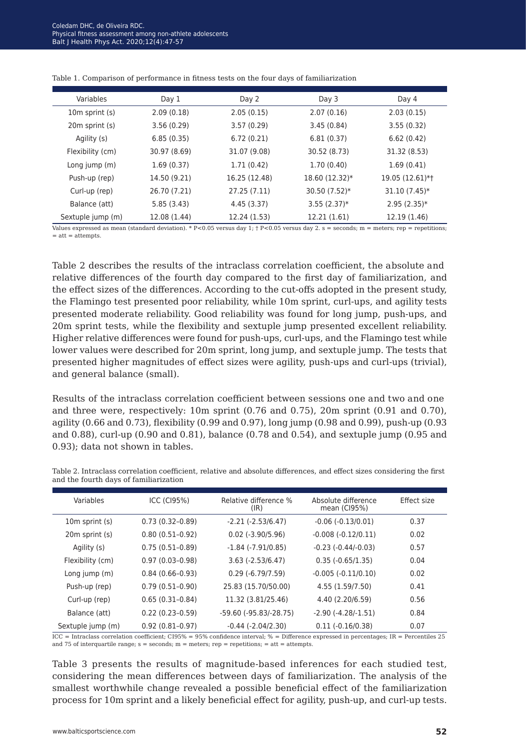Table 1. Comparison of performance in fitness tests on the four days of familiarization

| Variables | Day 1 | Day 2 | Day 3 | Day 4 |
|---|---|---|---|---|
| 10m sprint (s) | 2.09 (0.18) | 2.05 (0.15) | 2.07 (0.16) | 2.03 (0.15) |
| 20m sprint (s) | 3.56 (0.29) | 3.57 (0.29) | 3.45 (0.84) | 3.55 (0.32) |
| Agility (s) | 6.85 (0.35) | 6.72 (0.21) | 6.81 (0.37) | 6.62 (0.42) |
| Flexibility (cm) | 30.97 (8.69) | 31.07 (9.08) | 30.52 (8.73) | 31.32 (8.53) |
| Long jump (m) | 1.69 (0.37) | 1.71 (0.42) | 1.70 (0.40) | 1.69 (0.41) |
| Push-up (rep) | 14.50 (9.21) | 16.25 (12.48) | 18.60 (12.32)* | 19.05 (12.61)*† |
| Curl-up (rep) | 26.70 (7.21) | 27.25 (7.11) | 30.50 (7.52)* | 31.10 (7.45)* |
| Balance (att) | 5.85 (3.43) | 4.45 (3.37) | 3.55 (2.37)* | 2.95 (2.35)* |
| Sextuple jump (m) | 12.08 (1.44) | 12.24 (1.53) | 12.21 (1.61) | 12.19 (1.46) |

Values expressed as mean (standard deviation). * P<0.05 versus day 1; † P<0.05 versus day 2. s = seconds; m = meters; rep = repetitions; = att = attempts.

Table 2 describes the results of the intraclass correlation coefficient, the absolute and relative differences of the fourth day compared to the first day of familiarization, and the effect sizes of the differences. According to the cut-offs adopted in the present study, the Flamingo test presented poor reliability, while 10m sprint, curl-ups, and agility tests presented moderate reliability. Good reliability was found for long jump, push-ups, and 20m sprint tests, while the flexibility and sextuple jump presented excellent reliability. Higher relative differences were found for push-ups, curl-ups, and the Flamingo test while lower values were described for 20m sprint, long jump, and sextuple jump. The tests that presented higher magnitudes of effect sizes were agility, push-ups and curl-ups (trivial), and general balance (small).

Results of the intraclass correlation coefficient between sessions one and two and one and three were, respectively: 10m sprint (0.76 and 0.75), 20m sprint (0.91 and 0.70), agility (0.66 and 0.73), flexibility (0.99 and 0.97), long jump (0.98 and 0.99), push-up (0.93 and 0.88), curl-up (0.90 and 0.81), balance (0.78 and 0.54), and sextuple jump (0.95 and 0.93); data not shown in tables.

Table 2. Intraclass correlation coefficient, relative and absolute differences, and effect sizes considering the first and the fourth days of familiarization

| Variables | ICC (CI95%) | Relative difference % (IR) | Absolute difference mean (CI95%) | Effect size |
|---|---|---|---|---|
| 10m sprint (s) | 0.73 (0.32–0.89) | -2.21 (-2.53/6.47) | -0.06 (-0.13/0.01) | 0.37 |
| 20m sprint (s) | 0.80 (0.51–0.92) | 0.02 (-3.90/5.96) | -0.008 (-0.12/0.11) | 0.02 |
| Agility (s) | 0.75 (0.51–0.89) | -1.84 (-7.91/0.85) | -0.23 (-0.44/-0.03) | 0.57 |
| Flexibility (cm) | 0.97 (0.03–0.98) | 3.63 (-2.53/6.47) | 0.35 (-0.65/1.35) | 0.04 |
| Long jump (m) | 0.84 (0.66–0.93) | 0.29 (-6.79/7.59) | -0.005 (-0.11/0.10) | 0.02 |
| Push-up (rep) | 0.79 (0.51–0.90) | 25.83 (15.70/50.00) | 4.55 (1.59/7.50) | 0.41 |
| Curl-up (rep) | 0.65 (0.31–0.84) | 11.32 (3.81/25.46) | 4.40 (2.20/6.59) | 0.56 |
| Balance (att) | 0.22 (0.23–0.59) | -59.60 (-95.83/-28.75) | -2.90 (-4.28/-1.51) | 0.84 |
| Sextuple jump (m) | 0.92 (0.81–0.97) | -0.44 (-2.04/2.30) | 0.11 (-0.16/0.38) | 0.07 |

ICC = Intraclass correlation coefficient; CI95% = 95% confidence interval; % = Difference expressed in percentages; IR = Percentiles 25 and 75 of interquartile range; s = seconds; m = meters; rep = repetitions; = att = attempts.

Table 3 presents the results of magnitude-based inferences for each studied test, considering the mean differences between days of familiarization. The analysis of the smallest worthwhile change revealed a possible beneficial effect of the familiarization process for 10m sprint and a likely beneficial effect for agility, push-up, and curl-up tests.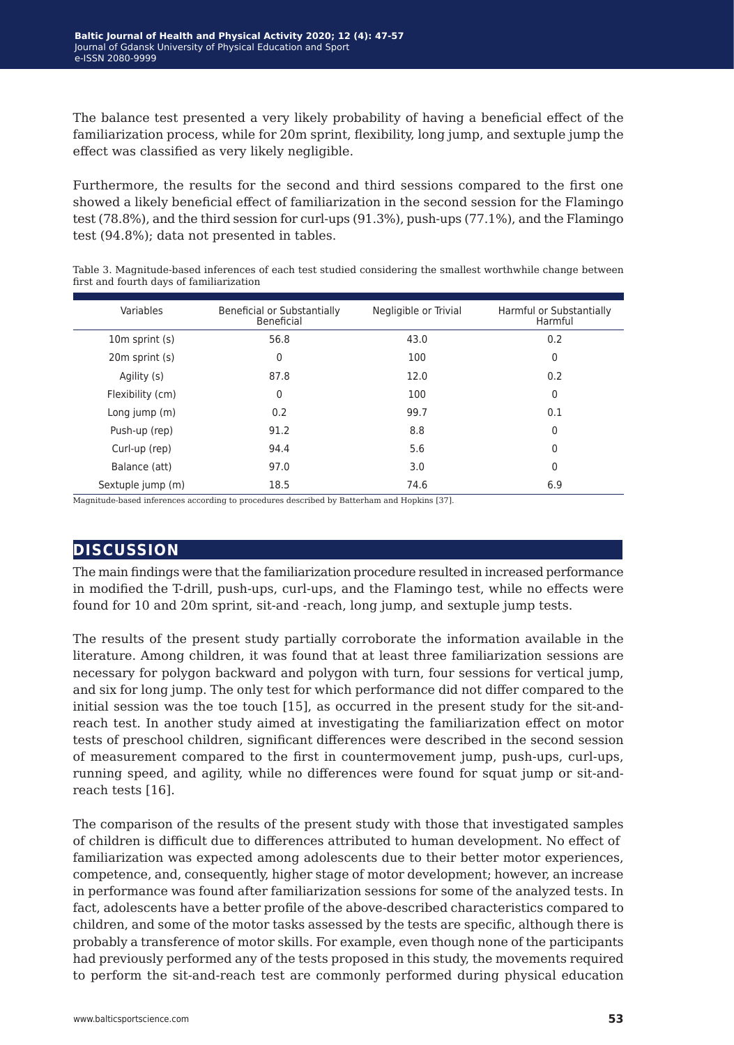The balance test presented a very likely probability of having a beneficial effect of the familiarization process, while for 20m sprint, flexibility, long jump, and sextuple jump the effect was classified as very likely negligible.

Furthermore, the results for the second and third sessions compared to the first one showed a likely beneficial effect of familiarization in the second session for the Flamingo test (78.8%), and the third session for curl-ups (91.3%), push-ups (77.1%), and the Flamingo test (94.8%); data not presented in tables.

Table 3. Magnitude-based inferences of each test studied considering the smallest worthwhile change between first and fourth days of familiarization

| Variables | Beneficial or Substantially Beneficial | Negligible or Trivial | Harmful or Substantially Harmful |
|---|---|---|---|
| 10m sprint (s) | 56.8 | 43.0 | 0.2 |
| 20m sprint (s) | 0 | 100 | 0 |
| Agility (s) | 87.8 | 12.0 | 0.2 |
| Flexibility (cm) | 0 | 100 | 0 |
| Long jump (m) | 0.2 | 99.7 | 0.1 |
| Push-up (rep) | 91.2 | 8.8 | 0 |
| Curl-up (rep) | 94.4 | 5.6 | 0 |
| Balance (att) | 97.0 | 3.0 | 0 |
| Sextuple jump (m) | 18.5 | 74.6 | 6.9 |

Magnitude-based inferences according to procedures described by Batterham and Hopkins [37].

## DISCUSSION

The main findings were that the familiarization procedure resulted in increased performance in modified the T-drill, push-ups, curl-ups, and the Flamingo test, while no effects were found for 10 and 20m sprint, sit-and -reach, long jump, and sextuple jump tests.

The results of the present study partially corroborate the information available in the literature. Among children, it was found that at least three familiarization sessions are necessary for polygon backward and polygon with turn, four sessions for vertical jump, and six for long jump. The only test for which performance did not differ compared to the initial session was the toe touch [15], as occurred in the present study for the sit-and-reach test. In another study aimed at investigating the familiarization effect on motor tests of preschool children, significant differences were described in the second session of measurement compared to the first in countermovement jump, push-ups, curl-ups, running speed, and agility, while no differences were found for squat jump or sit-and-reach tests [16].

The comparison of the results of the present study with those that investigated samples of children is difficult due to differences attributed to human development. No effect of familiarization was expected among adolescents due to their better motor experiences, competence, and, consequently, higher stage of motor development; however, an increase in performance was found after familiarization sessions for some of the analyzed tests. In fact, adolescents have a better profile of the above-described characteristics compared to children, and some of the motor tasks assessed by the tests are specific, although there is probably a transference of motor skills. For example, even though none of the participants had previously performed any of the tests proposed in this study, the movements required to perform the sit-and-reach test are commonly performed during physical education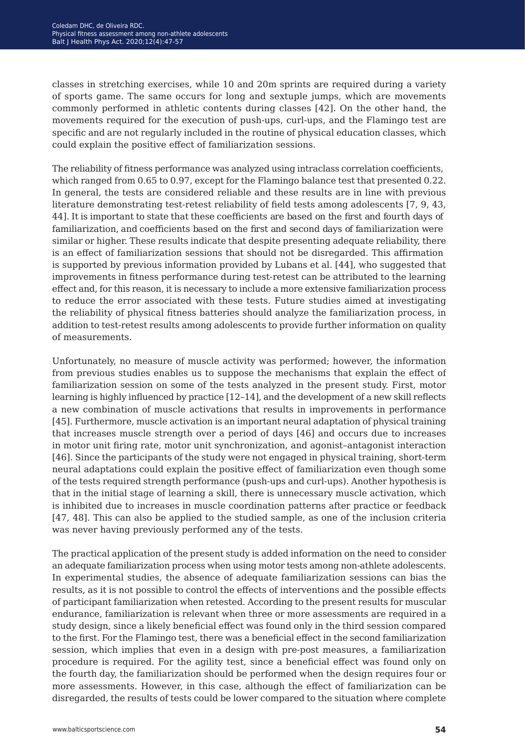classes in stretching exercises, while 10 and 20m sprints are required during a variety of sports game. The same occurs for long and sextuple jumps, which are movements commonly performed in athletic contents during classes [42]. On the other hand, the movements required for the execution of push-ups, curl-ups, and the Flamingo test are specific and are not regularly included in the routine of physical education classes, which could explain the positive effect of familiarization sessions.

The reliability of fitness performance was analyzed using intraclass correlation coefficients, which ranged from 0.65 to 0.97, except for the Flamingo balance test that presented 0.22. In general, the tests are considered reliable and these results are in line with previous literature demonstrating test-retest reliability of field tests among adolescents [7, 9, 43, 44]. It is important to state that these coefficients are based on the first and fourth days of familiarization, and coefficients based on the first and second days of familiarization were similar or higher. These results indicate that despite presenting adequate reliability, there is an effect of familiarization sessions that should not be disregarded. This affirmation is supported by previous information provided by Lubans et al. [44], who suggested that improvements in fitness performance during test-retest can be attributed to the learning effect and, for this reason, it is necessary to include a more extensive familiarization process to reduce the error associated with these tests. Future studies aimed at investigating the reliability of physical fitness batteries should analyze the familiarization process, in addition to test-retest results among adolescents to provide further information on quality of measurements.

Unfortunately, no measure of muscle activity was performed; however, the information from previous studies enables us to suppose the mechanisms that explain the effect of familiarization session on some of the tests analyzed in the present study. First, motor learning is highly influenced by practice [12–14], and the development of a new skill reflects a new combination of muscle activations that results in improvements in performance [45]. Furthermore, muscle activation is an important neural adaptation of physical training that increases muscle strength over a period of days [46] and occurs due to increases in motor unit firing rate, motor unit synchronization, and agonist–antagonist interaction [46]. Since the participants of the study were not engaged in physical training, short-term neural adaptations could explain the positive effect of familiarization even though some of the tests required strength performance (push-ups and curl-ups). Another hypothesis is that in the initial stage of learning a skill, there is unnecessary muscle activation, which is inhibited due to increases in muscle coordination patterns after practice or feedback [47, 48]. This can also be applied to the studied sample, as one of the inclusion criteria was never having previously performed any of the tests.

The practical application of the present study is added information on the need to consider an adequate familiarization process when using motor tests among non-athlete adolescents. In experimental studies, the absence of adequate familiarization sessions can bias the results, as it is not possible to control the effects of interventions and the possible effects of participant familiarization when retested. According to the present results for muscular endurance, familiarization is relevant when three or more assessments are required in a study design, since a likely beneficial effect was found only in the third session compared to the first. For the Flamingo test, there was a beneficial effect in the second familiarization session, which implies that even in a design with pre-post measures, a familiarization procedure is required. For the agility test, since a beneficial effect was found only on the fourth day, the familiarization should be performed when the design requires four or more assessments. However, in this case, although the effect of familiarization can be disregarded, the results of tests could be lower compared to the situation where complete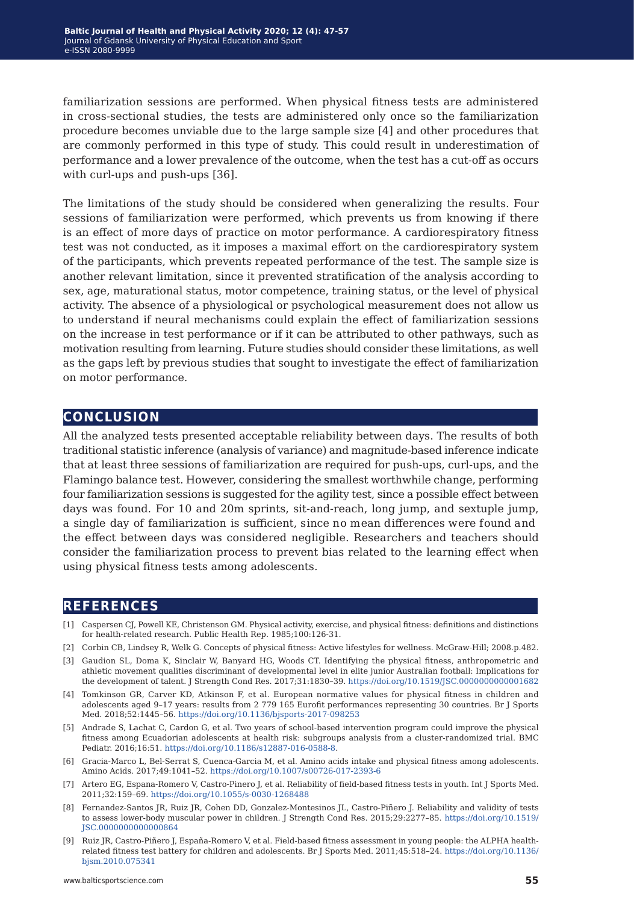familiarization sessions are performed. When physical fitness tests are administered in cross-sectional studies, the tests are administered only once so the familiarization procedure becomes unviable due to the large sample size [4] and other procedures that are commonly performed in this type of study. This could result in underestimation of performance and a lower prevalence of the outcome, when the test has a cut-off as occurs with curl-ups and push-ups [36].

The limitations of the study should be considered when generalizing the results. Four sessions of familiarization were performed, which prevents us from knowing if there is an effect of more days of practice on motor performance. A cardiorespiratory fitness test was not conducted, as it imposes a maximal effort on the cardiorespiratory system of the participants, which prevents repeated performance of the test. The sample size is another relevant limitation, since it prevented stratification of the analysis according to sex, age, maturational status, motor competence, training status, or the level of physical activity. The absence of a physiological or psychological measurement does not allow us to understand if neural mechanisms could explain the effect of familiarization sessions on the increase in test performance or if it can be attributed to other pathways, such as motivation resulting from learning. Future studies should consider these limitations, as well as the gaps left by previous studies that sought to investigate the effect of familiarization on motor performance.

## CONCLUSION

All the analyzed tests presented acceptable reliability between days. The results of both traditional statistic inference (analysis of variance) and magnitude-based inference indicate that at least three sessions of familiarization are required for push-ups, curl-ups, and the Flamingo balance test. However, considering the smallest worthwhile change, performing four familiarization sessions is suggested for the agility test, since a possible effect between days was found. For 10 and 20m sprints, sit-and-reach, long jump, and sextuple jump, a single day of familiarization is sufficient, since no mean differences were found and the effect between days was considered negligible. Researchers and teachers should consider the familiarization process to prevent bias related to the learning effect when using physical fitness tests among adolescents.

## REFERENCES

[1] Caspersen CJ, Powell KE, Christenson GM. Physical activity, exercise, and physical fitness: definitions and distinctions for health-related research. Public Health Rep. 1985;100:126-31.

[2] Corbin CB, Lindsey R, Welk G. Concepts of physical fitness: Active lifestyles for wellness. McGraw-Hill; 2008.p.482.

[3] Gaudion SL, Doma K, Sinclair W, Banyard HG, Woods CT. Identifying the physical fitness, anthropometric and athletic movement qualities discriminant of developmental level in elite junior Australian football: Implications for the development of talent. J Strength Cond Res. 2017;31:1830–39. https://doi.org/10.1519/JSC.0000000000001682

[4] Tomkinson GR, Carver KD, Atkinson F, et al. European normative values for physical fitness in children and adolescents aged 9–17 years: results from 2 779 165 Eurofit performances representing 30 countries. Br J Sports Med. 2018;52:1445–56. https://doi.org/10.1136/bjsports-2017-098253

[5] Andrade S, Lachat C, Cardon G, et al. Two years of school-based intervention program could improve the physical fitness among Ecuadorian adolescents at health risk: subgroups analysis from a cluster-randomized trial. BMC Pediatr. 2016;16:51. https://doi.org/10.1186/s12887-016-0588-8.

[6] Gracia-Marco L, Bel-Serrat S, Cuenca-García M, et al. Amino acids intake and physical fitness among adolescents. Amino Acids. 2017;49:1041–52. https://doi.org/10.1007/s00726-017-2393-6

[7] Artero EG, Espana-Romero V, Castro-Pinero J, et al. Reliability of field-based fitness tests in youth. Int J Sports Med. 2011;32:159–69. https://doi.org/10.1055/s-0030-1268488

[8] Fernandez-Santos JR, Ruiz JR, Cohen DD, Gonzalez-Montesinos JL, Castro-Piñero J. Reliability and validity of tests to assess lower-body muscular power in children. J Strength Cond Res. 2015;29:2277–85. https://doi.org/10.1519/JSC.0000000000000864

[9] Ruiz JR, Castro-Piñero J, España-Romero V, et al. Field-based fitness assessment in young people: the ALPHA health-related fitness test battery for children and adolescents. Br J Sports Med. 2011;45:518–24. https://doi.org/10.1136/bjsm.2010.075341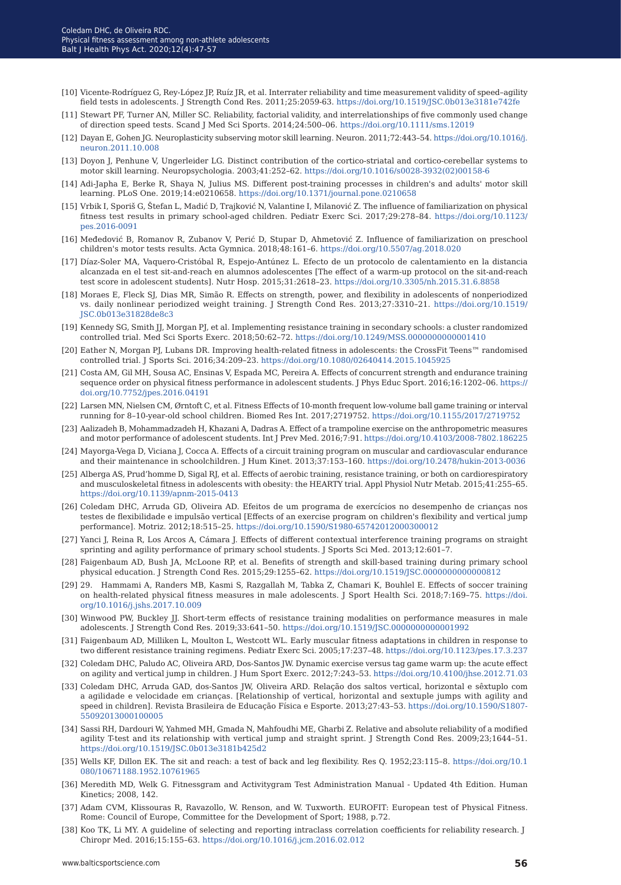[10] Vicente-Rodríguez G, Rey-López JP, Ruíz JR, et al. Interrater reliability and time measurement validity of speed–agility field tests in adolescents. J Strength Cond Res. 2011;25:2059-63. https://doi.org/10.1519/JSC.0b013e3181e742fe

[11] Stewart PF, Turner AN, Miller SC. Reliability, factorial validity, and interrelationships of five commonly used change of direction speed tests. Scand J Med Sci Sports. 2014;24:500–06. https://doi.org/10.1111/sms.12019

[12] Dayan E, Gohen JG. Neuroplasticity subserving motor skill learning. Neuron. 2011;72:443–54. https://doi.org/10.1016/j.neuron.2011.10.008

[13] Doyon J, Penhune V, Ungerleider LG. Distinct contribution of the cortico-striatal and cortico-cerebellar systems to motor skill learning. Neuropsychologia. 2003;41:252–62. https://doi.org/10.1016/s0028-3932(02)00158-6

[14] Adi-Japha E, Berke R, Shaya N, Julius MS. Different post-training processes in children's and adults' motor skill learning. PLoS One. 2019;14:e0210658. https://doi.org/10.1371/journal.pone.0210658

[15] Vrbik I, Sporiš G, Štefan L, Madić D, Trajković N, Valantine I, Milanović Z. The influence of familiarization on physical fitness test results in primary school-aged children. Pediatr Exerc Sci. 2017;29:278–84. https://doi.org/10.1123/pes.2016-0091

[16] Međedović B, Romanov R, Zubanov V, Perić D, Stupar D, Ahmetović Z. Influence of familiarization on preschool children's motor tests results. Acta Gymnica. 2018;48:161–6. https://doi.org/10.5507/ag.2018.020

[17] Díaz-Soler MA, Vaquero-Cristóbal R, Espejo-Antúnez L. Efecto de un protocolo de calentamiento en la distancia alcanzada en el test sit-and-reach en alumnos adolescentes [The effect of a warm-up protocol on the sit-and-reach test score in adolescent students]. Nutr Hosp. 2015;31:2618–23. https://doi.org/10.3305/nh.2015.31.6.8858

[18] Moraes E, Fleck SJ, Dias MR, Simão R. Effects on strength, power, and flexibility in adolescents of nonperiodized vs. daily nonlinear periodized weight training. J Strength Cond Res. 2013;27:3310–21. https://doi.org/10.1519/JSC.0b013e31828de8c3

[19] Kennedy SG, Smith JJ, Morgan PJ, et al. Implementing resistance training in secondary schools: a cluster randomized controlled trial. Med Sci Sports Exerc. 2018;50:62–72. https://doi.org/10.1249/MSS.0000000000001410

[20] Eather N, Morgan PJ, Lubans DR. Improving health-related fitness in adolescents: the CrossFit Teens™ randomised controlled trial. J Sports Sci. 2016;34:209–23. https://doi.org/10.1080/02640414.2015.1045925

[21] Costa AM, Gil MH, Sousa AC, Ensinas V, Espada MC, Pereira A. Effects of concurrent strength and endurance training sequence order on physical fitness performance in adolescent students. J Phys Educ Sport. 2016;16:1202–06. https://doi.org/10.7752/jpes.2016.04191

[22] Larsen MN, Nielsen CM, Ørntoft C, et al. Fitness Effects of 10-month frequent low-volume ball game training or interval running for 8–10-year-old school children. Biomed Res Int. 2017;2719752. https://doi.org/10.1155/2017/2719752

[23] Aalizadeh B, Mohammadzadeh H, Khazani A, Dadras A. Effect of a trampoline exercise on the anthropometric measures and motor performance of adolescent students. Int J Prev Med. 2016;7:91. https://doi.org/10.4103/2008-7802.186225

[24] Mayorga-Vega D, Viciana J, Cocca A. Effects of a circuit training program on muscular and cardiovascular endurance and their maintenance in schoolchildren. J Hum Kinet. 2013;37:153–160. https://doi.org/10.2478/hukin-2013-0036

[25] Alberga AS, Prud'homme D, Sigal RJ, et al. Effects of aerobic training, resistance training, or both on cardiorespiratory and musculoskeletal fitness in adolescents with obesity: the HEARTY trial. Appl Physiol Nutr Metab. 2015;41:255–65. https://doi.org/10.1139/apnm-2015-0413

[26] Coledam DHC, Arruda GD, Oliveira AD. Efeitos de um programa de exercícios no desempenho de crianças nos testes de flexibilidade e impulsão vertical [Effects of an exercise program on children's flexibility and vertical jump performance]. Motriz. 2012;18:515–25. https://doi.org/10.1590/S1980-65742012000300012

[27] Yanci J, Reina R, Los Arcos A, Cámara J. Effects of different contextual interference training programs on straight sprinting and agility performance of primary school students. J Sports Sci Med. 2013;12:601–7.

[28] Faigenbaum AD, Bush JA, McLoone RP, et al. Benefits of strength and skill-based training during primary school physical education. J Strength Cond Res. 2015;29:1255–62. https://doi.org/10.1519/JSC.0000000000000812

[29] 29. Hammami A, Randers MB, Kasmi S, Razgallah M, Tabka Z, Chamari K, Bouhlel E. Effects of soccer training on health-related physical fitness measures in male adolescents. J Sport Health Sci. 2018;7:169–75. https://doi.org/10.1016/j.jshs.2017.10.009

[30] Winwood PW, Buckley JJ. Short-term effects of resistance training modalities on performance measures in male adolescents. J Strength Cond Res. 2019;33:641–50. https://doi.org/10.1519/JSC.0000000000001992

[31] Faigenbaum AD, Milliken L, Moulton L, Westcott WL. Early muscular fitness adaptations in children in response to two different resistance training regimens. Pediatr Exerc Sci. 2005;17:237–48. https://doi.org/10.1123/pes.17.3.237

[32] Coledam DHC, Paludo AC, Oliveira ARD, Dos-Santos JW. Dynamic exercise versus tag game warm up: the acute effect on agility and vertical jump in children. J Hum Sport Exerc. 2012;7:243–53. https://doi.org/10.4100/jhse.2012.71.03

[33] Coledam DHC, Arruda GAD, dos-Santos JW, Oliveira ARD. Relação dos saltos vertical, horizontal e sêxtuplo com a agilidade e velocidade em crianças. [Relationship of vertical, horizontal and sextuple jumps with agility and speed in children]. Revista Brasileira de Educação Física e Esporte. 2013;27:43–53. https://doi.org/10.1590/S1807-55092013000100005

[34] Sassi RH, Dardouri W, Yahmed MH, Gmada N, Mahfoudhi ME, Gharbi Z. Relative and absolute reliability of a modified agility T-test and its relationship with vertical jump and straight sprint. J Strength Cond Res. 2009;23;1644–51. https://doi.org/10.1519/JSC.0b013e3181b425d2

[35] Wells KF, Dillon EK. The sit and reach: a test of back and leg flexibility. Res Q. 1952;23:115–8. https://doi.org/10.1080/10671188.1952.10761965

[36] Meredith MD, Welk G. Fitnessgram and Activitygram Test Administration Manual - Updated 4th Edition. Human Kinetics; 2008, 142.

[37] Adam CVM, Klissouras R, Ravazollo, W. Renson, and W. Tuxworth. EUROFIT: European test of Physical Fitness. Rome: Council of Europe, Committee for the Development of Sport; 1988, p.72.

[38] Koo TK, Li MY. A guideline of selecting and reporting intraclass correlation coefficients for reliability research. J Chiropr Med. 2016;15:155–63. https://doi.org/10.1016/j.jcm.2016.02.012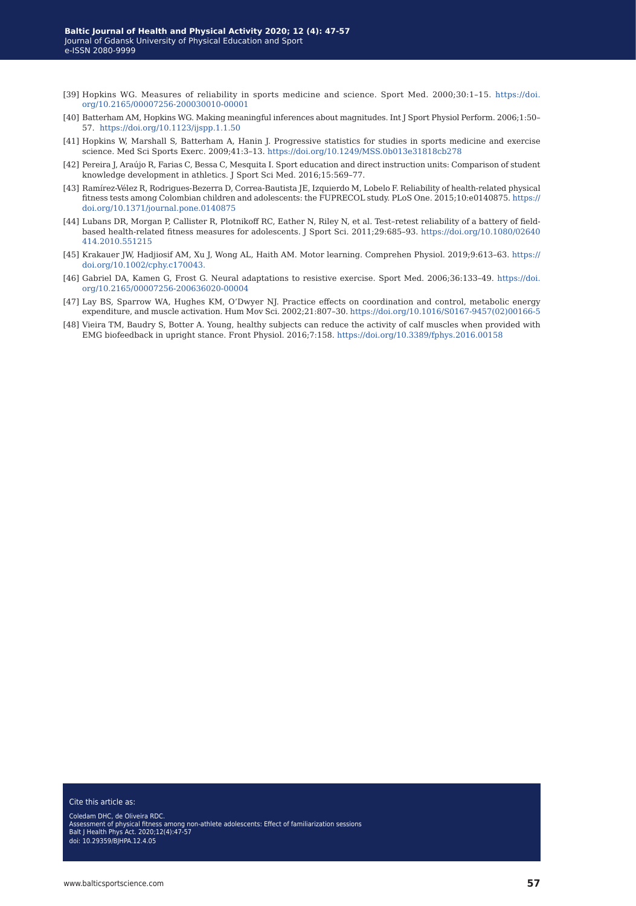[39] Hopkins WG. Measures of reliability in sports medicine and science. Sport Med. 2000;30:1–15. https://doi.org/10.2165/00007256-200030010-00001

[40] Batterham AM, Hopkins WG. Making meaningful inferences about magnitudes. Int J Sport Physiol Perform. 2006;1:50–57. https://doi.org/10.1123/ijspp.1.1.50

[41] Hopkins W, Marshall S, Batterham A, Hanin J. Progressive statistics for studies in sports medicine and exercise science. Med Sci Sports Exerc. 2009;41:3–13. https://doi.org/10.1249/MSS.0b013e31818cb278

[42] Pereira J, Araújo R, Farias C, Bessa C, Mesquita I. Sport education and direct instruction units: Comparison of student knowledge development in athletics. J Sport Sci Med. 2016;15:569–77.

[43] Ramírez-Vélez R, Rodrigues-Bezerra D, Correa-Bautista JE, Izquierdo M, Lobelo F. Reliability of health-related physical fitness tests among Colombian children and adolescents: the FUPRECOL study. PLoS One. 2015;10:e0140875. https://doi.org/10.1371/journal.pone.0140875

[44] Lubans DR, Morgan P, Callister R, Plotnikoff RC, Eather N, Riley N, et al. Test–retest reliability of a battery of field-based health-related fitness measures for adolescents. J Sport Sci. 2011;29:685–93. https://doi.org/10.1080/02640414.2010.551215

[45] Krakauer JW, Hadjiosif AM, Xu J, Wong AL, Haith AM. Motor learning. Comprehen Physiol. 2019;9:613–63. https://doi.org/10.1002/cphy.c170043.

[46] Gabriel DA, Kamen G, Frost G. Neural adaptations to resistive exercise. Sport Med. 2006;36:133–49. https://doi.org/10.2165/00007256-200636020-00004

[47] Lay BS, Sparrow WA, Hughes KM, O'Dwyer NJ. Practice effects on coordination and control, metabolic energy expenditure, and muscle activation. Hum Mov Sci. 2002;21:807–30. https://doi.org/10.1016/S0167-9457(02)00166-5

[48] Vieira TM, Baudry S, Botter A. Young, healthy subjects can reduce the activity of calf muscles when provided with EMG biofeedback in upright stance. Front Physiol. 2016;7:158. https://doi.org/10.3389/fphys.2016.00158

Cite this article as:

Coledam DHC, de Oliveira RDC.
Assessment of physical fitness among non-athlete adolescents: Effect of familiarization sessions
Balt J Health Phys Act. 2020;12(4):47-57
doi: 10.29359/BJHPA.12.4.05